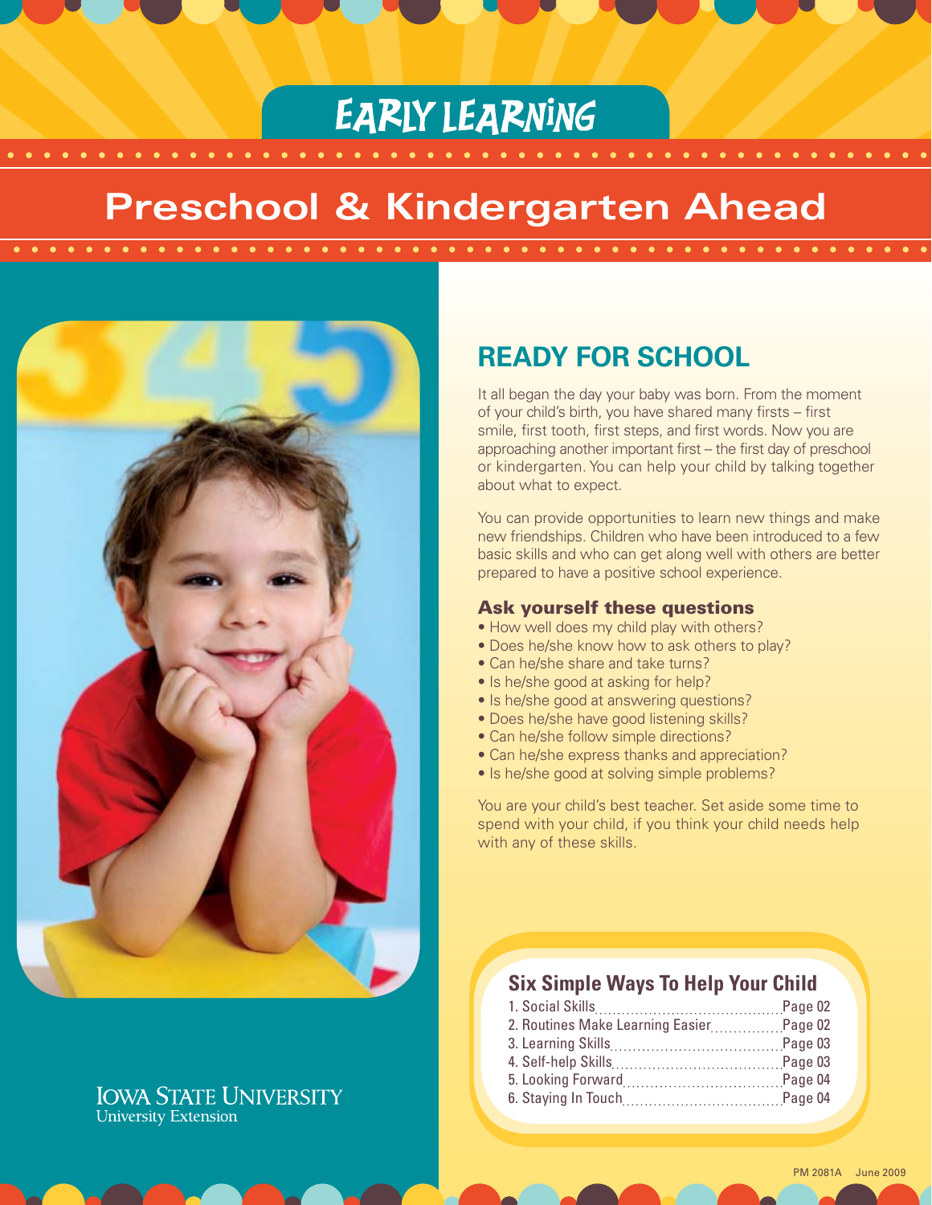# EARLY LEARNING

# Preschool & Kindergarten Ahead

## READY FOR SCHOOL

It all began the day your baby was born. From the moment of your child's birth, you have shared many firsts – first smile, first tooth, first steps, and first words. Now you are approaching another important first – the first day of preschool or kindergarten. You can help your child by talking together about what to expect.

You can provide opportunities to learn new things and make new friendships. Children who have been introduced to a few basic skills and who can get along well with others are better prepared to have a positive school experience.

### Ask yourself these questions

- How well does my child play with others?
- Does he/she know how to ask others to play?
- Can he/she share and take turns?
- Is he/she good at asking for help?
- Is he/she good at answering questions?
- Does he/she have good listening skills?
- Can he/she follow simple directions?
- Can he/she express thanks and appreciation?
- Is he/she good at solving simple problems?

You are your child's best teacher. Set aside some time to spend with your child, if you think your child needs help with any of these skills.

### Six Simple Ways To Help Your Child

1. Social Skills .......... Page 02
2. Routines Make Learning Easier .......... Page 02
3. Learning Skills .......... Page 03
4. Self-help Skills .......... Page 03
5. Looking Forward .......... Page 04
6. Staying In Touch .......... Page 04

IOWA STATE UNIVERSITY
University Extension

PM 2081A June 2009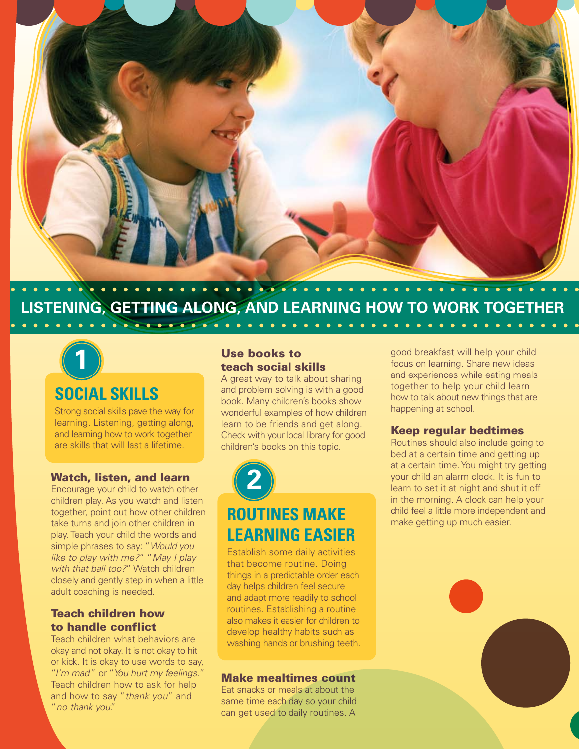## LISTENING, GETTING ALONG, AND LEARNING HOW TO WORK TOGETHER

### 1 SOCIAL SKILLS

Strong social skills pave the way for learning. Listening, getting along, and learning how to work together are skills that will last a lifetime.

#### Watch, listen, and learn

Encourage your child to watch other children play. As you watch and listen together, point out how other children take turns and join other children in play. Teach your child the words and simple phrases to say: "*Would you like to play with me?*" "*May I play with that ball too?*" Watch children closely and gently step in when a little adult coaching is needed.

#### Teach children how to handle conflict

Teach children what behaviors are okay and not okay. It is not okay to hit or kick. It is okay to use words to say, "*I'm mad*" or "*You hurt my feelings.*" Teach children how to ask for help and how to say "*thank you*" and "*no thank you.*"

#### Use books to teach social skills

A great way to talk about sharing and problem solving is with a good book. Many children's books show wonderful examples of how children learn to be friends and get along. Check with your local library for good children's books on this topic.

### 2 ROUTINES MAKE LEARNING EASIER

Establish some daily activities that become routine. Doing things in a predictable order each day helps children feel secure and adapt more readily to school routines. Establishing a routine also makes it easier for children to develop healthy habits such as washing hands or brushing teeth.

#### Make mealtimes count

Eat snacks or meals at about the same time each day so your child can get used to daily routines. A good breakfast will help your child focus on learning. Share new ideas and experiences while eating meals together to help your child learn how to talk about new things that are happening at school.

#### Keep regular bedtimes

Routines should also include going to bed at a certain time and getting up at a certain time. You might try getting your child an alarm clock. It is fun to learn to set it at night and shut it off in the morning. A clock can help your child feel a little more independent and make getting up much easier.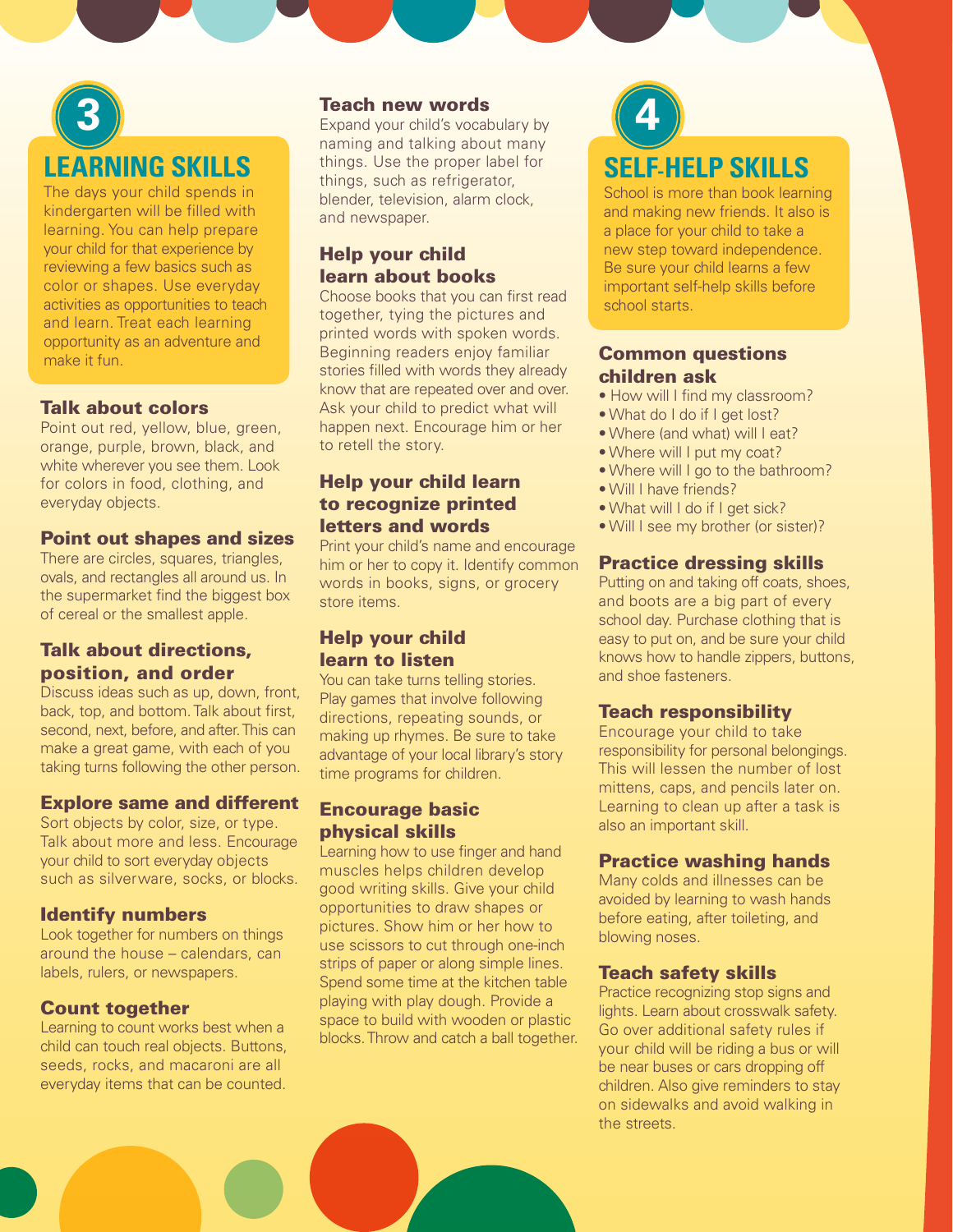## 3

## LEARNING SKILLS

The days your child spends in kindergarten will be filled with learning. You can help prepare your child for that experience by reviewing a few basics such as color or shapes. Use everyday activities as opportunities to teach and learn. Treat each learning opportunity as an adventure and make it fun.

### Talk about colors

Point out red, yellow, blue, green, orange, purple, brown, black, and white wherever you see them. Look for colors in food, clothing, and everyday objects.

### Point out shapes and sizes

There are circles, squares, triangles, ovals, and rectangles all around us. In the supermarket find the biggest box of cereal or the smallest apple.

### Talk about directions, position, and order

Discuss ideas such as up, down, front, back, top, and bottom. Talk about first, second, next, before, and after. This can make a great game, with each of you taking turns following the other person.

### Explore same and different

Sort objects by color, size, or type. Talk about more and less. Encourage your child to sort everyday objects such as silverware, socks, or blocks.

### Identify numbers

Look together for numbers on things around the house – calendars, can labels, rulers, or newspapers.

### Count together

Learning to count works best when a child can touch real objects. Buttons, seeds, rocks, and macaroni are all everyday items that can be counted.

### Teach new words

Expand your child's vocabulary by naming and talking about many things. Use the proper label for things, such as refrigerator, blender, television, alarm clock, and newspaper.

### Help your child learn about books

Choose books that you can first read together, tying the pictures and printed words with spoken words. Beginning readers enjoy familiar stories filled with words they already know that are repeated over and over. Ask your child to predict what will happen next. Encourage him or her to retell the story.

### Help your child learn to recognize printed letters and words

Print your child's name and encourage him or her to copy it. Identify common words in books, signs, or grocery store items.

### Help your child learn to listen

You can take turns telling stories. Play games that involve following directions, repeating sounds, or making up rhymes. Be sure to take advantage of your local library's story time programs for children.

### Encourage basic physical skills

Learning how to use finger and hand muscles helps children develop good writing skills. Give your child opportunities to draw shapes or pictures. Show him or her how to use scissors to cut through one-inch strips of paper or along simple lines. Spend some time at the kitchen table playing with play dough. Provide a space to build with wooden or plastic blocks. Throw and catch a ball together.

## 4

## SELF-HELP SKILLS

School is more than book learning and making new friends. It also is a place for your child to take a new step toward independence. Be sure your child learns a few important self-help skills before school starts.

### Common questions children ask

- How will I find my classroom?
- What do I do if I get lost?
- Where (and what) will I eat?
- Where will I put my coat?
- Where will I go to the bathroom?
- Will I have friends?
- What will I do if I get sick?
- Will I see my brother (or sister)?

### Practice dressing skills

Putting on and taking off coats, shoes, and boots are a big part of every school day. Purchase clothing that is easy to put on, and be sure your child knows how to handle zippers, buttons, and shoe fasteners.

### Teach responsibility

Encourage your child to take responsibility for personal belongings. This will lessen the number of lost mittens, caps, and pencils later on. Learning to clean up after a task is also an important skill.

### Practice washing hands

Many colds and illnesses can be avoided by learning to wash hands before eating, after toileting, and blowing noses.

### Teach safety skills

Practice recognizing stop signs and lights. Learn about crosswalk safety. Go over additional safety rules if your child will be riding a bus or will be near buses or cars dropping off children. Also give reminders to stay on sidewalks and avoid walking in the streets.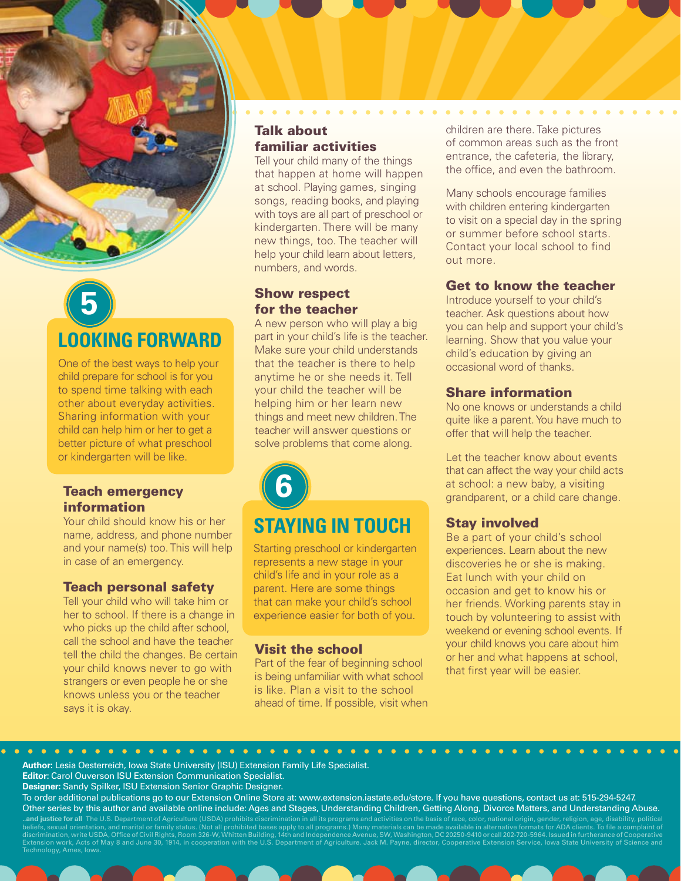## 5 LOOKING FORWARD

One of the best ways to help your child prepare for school is for you to spend time talking with each other about everyday activities. Sharing information with your child can help him or her to get a better picture of what preschool or kindergarten will be like.

### Teach emergency information

Your child should know his or her name, address, and phone number and your name(s) too. This will help in case of an emergency.

### Teach personal safety

Tell your child who will take him or her to school. If there is a change in who picks up the child after school, call the school and have the teacher tell the child the changes. Be certain your child knows never to go with strangers or even people he or she knows unless you or the teacher says it is okay.

### Talk about familiar activities

Tell your child many of the things that happen at home will happen at school. Playing games, singing songs, reading books, and playing with toys are all part of preschool or kindergarten. There will be many new things, too. The teacher will help your child learn about letters, numbers, and words.

### Show respect for the teacher

A new person who will play a big part in your child's life is the teacher. Make sure your child understands that the teacher is there to help anytime he or she needs it. Tell your child the teacher will be helping him or her learn new things and meet new children. The teacher will answer questions or solve problems that come along.

## 6 STAYING IN TOUCH

Starting preschool or kindergarten represents a new stage in your child's life and in your role as a parent. Here are some things that can make your child's school experience easier for both of you.

### Visit the school

Part of the fear of beginning school is being unfamiliar with what school is like. Plan a visit to the school ahead of time. If possible, visit when children are there. Take pictures of common areas such as the front entrance, the cafeteria, the library, the office, and even the bathroom.

Many schools encourage families with children entering kindergarten to visit on a special day in the spring or summer before school starts. Contact your local school to find out more.

### Get to know the teacher

Introduce yourself to your child's teacher. Ask questions about how you can help and support your child's learning. Show that you value your child's education by giving an occasional word of thanks.

### Share information

No one knows or understands a child quite like a parent. You have much to offer that will help the teacher.

Let the teacher know about events that can affect the way your child acts at school: a new baby, a visiting grandparent, or a child care change.

### Stay involved

Be a part of your child's school experiences. Learn about the new discoveries he or she is making. Eat lunch with your child on occasion and get to know his or her friends. Working parents stay in touch by volunteering to assist with weekend or evening school events. If your child knows you care about him or her and what happens at school, that first year will be easier.

---

**Author:** Lesia Oesterreich, Iowa State University (ISU) Extension Family Life Specialist.
**Editor:** Carol Ouverson ISU Extension Communication Specialist.
**Designer:** Sandy Spilker, ISU Extension Senior Graphic Designer.
To order additional publications go to our Extension Online Store at: www.extension.iastate.edu/store. If you have questions, contact us at: 515-294-5247.
Other series by this author and available online include: Ages and Stages, Understanding Children, Getting Along, Divorce Matters, and Understanding Abuse.

**...and justice for all** The U.S. Department of Agriculture (USDA) prohibits discrimination in all its programs and activities on the basis of race, color, national origin, gender, religion, age, disability, political beliefs, sexual orientation, and marital or family status. (Not all prohibited bases apply to all programs.) Many materials can be made available in alternative formats for ADA clients. To file a complaint of discrimination, write USDA, Office of Civil Rights, Room 326-W, Whitten Building, 14th and Independence Avenue, SW, Washington, DC 20250-9410 or call 202-720-5964. Issued in furtherance of Cooperative Extension work, Acts of May 8 and June 30, 1914, in cooperation with the U.S. Department of Agriculture. Jack M. Payne, director, Cooperative Extension Service, Iowa State University of Science and Technology, Ames, Iowa.